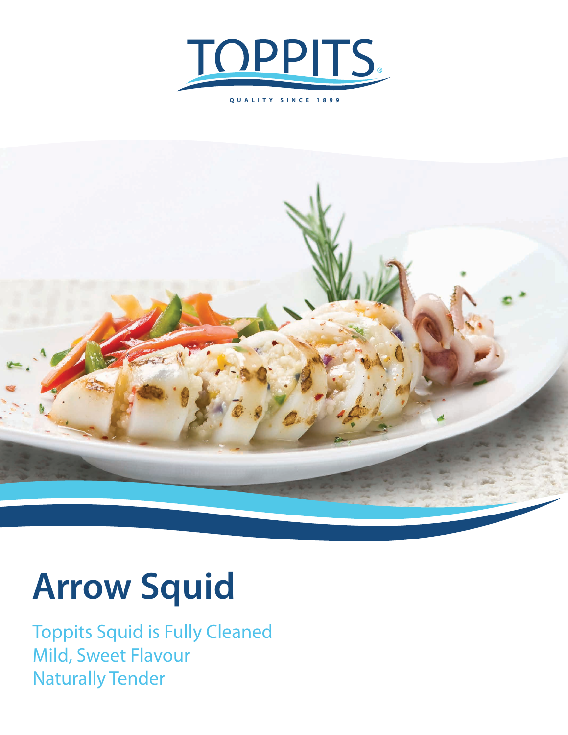TOPPITS®

QUALITY SINCE 1899

# Arrow Squid

Toppits Squid is Fully Cleaned
Mild, Sweet Flavour
Naturally Tender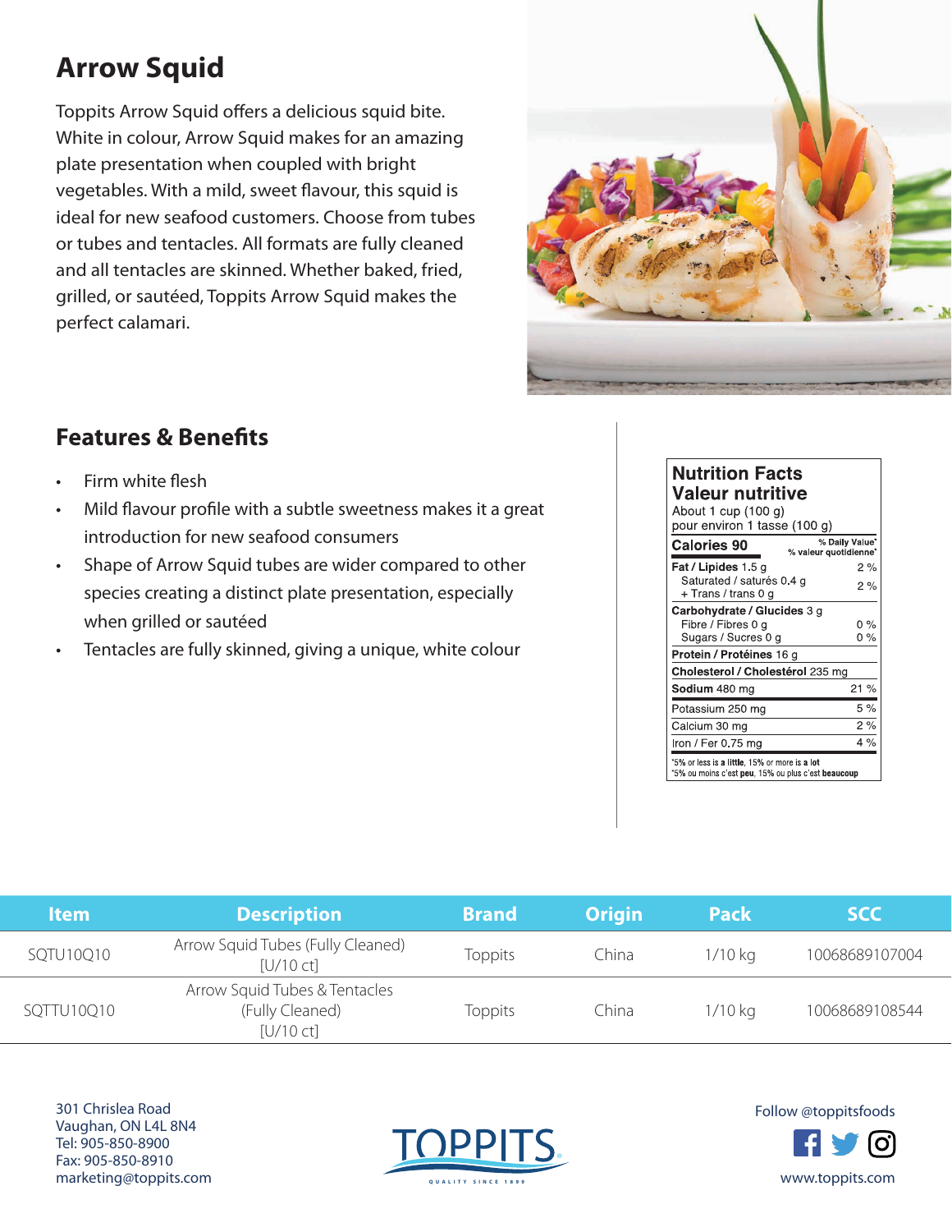# Arrow Squid

Toppits Arrow Squid offers a delicious squid bite. White in colour, Arrow Squid makes for an amazing plate presentation when coupled with bright vegetables. With a mild, sweet flavour, this squid is ideal for new seafood customers. Choose from tubes or tubes and tentacles. All formats are fully cleaned and all tentacles are skinned. Whether baked, fried, grilled, or sautéed, Toppits Arrow Squid makes the perfect calamari.

## Features & Benefits

- Firm white flesh
- Mild flavour profile with a subtle sweetness makes it a great introduction for new seafood consumers
- Shape of Arrow Squid tubes are wider compared to other species creating a distinct plate presentation, especially when grilled or sautéed
- Tentacles are fully skinned, giving a unique, white colour

**Nutrition Facts**
**Valeur nutritive**
About 1 cup (100 g)
pour environ 1 tasse (100 g)

| | % Daily Value* / % valeur quotidienne* |
|---|---|
| **Calories 90** | |
| **Fat / Lipides** 1.5 g | 2 % |
| Saturated / saturés 0.4 g + Trans / trans 0 g | 2 % |
| **Carbohydrate / Glucides** 3 g | |
| Fibre / Fibres 0 g | 0 % |
| Sugars / Sucres 0 g | 0 % |
| **Protein / Protéines** 16 g | |
| **Cholesterol / Cholestérol** 235 mg | |
| **Sodium** 480 mg | 21 % |
| Potassium 250 mg | 5 % |
| Calcium 30 mg | 2 % |
| Iron / Fer 0.75 mg | 4 % |

*5% or less is **a little**, 15% or more is **a lot**
*5% ou moins c'est **peu**, 15% ou plus c'est **beaucoup**

| Item | Description | Brand | Origin | Pack | SCC |
|---|---|---|---|---|---|
| SQTU10Q10 | Arrow Squid Tubes (Fully Cleaned) [U/10 ct] | Toppits | China | 1/10 kg | 10068689107004 |
| SQTTU10Q10 | Arrow Squid Tubes & Tentacles (Fully Cleaned) [U/10 ct] | Toppits | China | 1/10 kg | 10068689108544 |

301 Chrislea Road
Vaughan, ON L4L 8N4
Tel: 905-850-8900
Fax: 905-850-8910
marketing@toppits.com

TOPPITS
QUALITY SINCE 1899

Follow @toppitsfoods

www.toppits.com